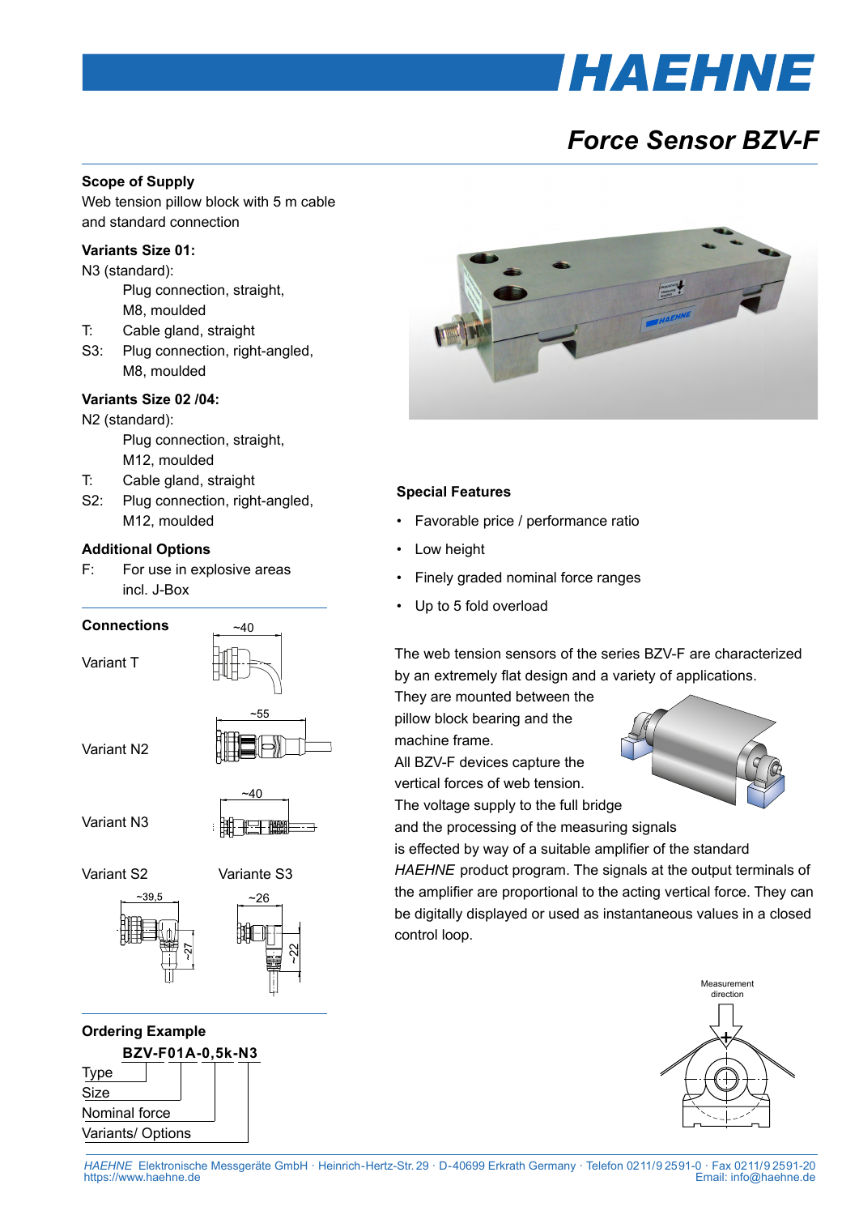# HAEHNE

## Force Sensor BZV-F

### Scope of Supply

Web tension pillow block with 5 m cable and standard connection

### Variants Size 01:

N3 (standard):
Plug connection, straight, M8, moulded

T: Cable gland, straight

S3: Plug connection, right-angled, M8, moulded

### Variants Size 02 /04:

N2 (standard):
Plug connection, straight, M12, moulded

T: Cable gland, straight

S2: Plug connection, right-angled, M12, moulded

### Additional Options

F: For use in explosive areas incl. J-Box

### Connections

Variant T (~40)

Variant N2 (~55)

Variant N3 (~40)

Variant S2 (~39,5; ~27)

Variante S3 (~26; ~22)

### Ordering Example

**BZV-F01A-0,5k-N3**

- Type
- Size
- Nominal force
- Variants/ Options

### Special Features

- Favorable price / performance ratio
- Low height
- Finely graded nominal force ranges
- Up to 5 fold overload

The web tension sensors of the series BZV-F are characterized by an extremely flat design and a variety of applications. They are mounted between the pillow block bearing and the machine frame. All BZV-F devices capture the vertical forces of web tension. The voltage supply to the full bridge and the processing of the measuring signals is effected by way of a suitable amplifier of the standard *HAEHNE* product program. The signals at the output terminals of the amplifier are proportional to the acting vertical force. They can be digitally displayed or used as instantaneous values in a closed control loop.

Measurement direction

*HAEHNE* Elektronische Messgeräte GmbH · Heinrich-Hertz-Str. 29 · D-40699 Erkrath Germany · Telefon 0211/9 2591-0 · Fax 0211/9 2591-20
https://www.haehne.de Email: info@haehne.de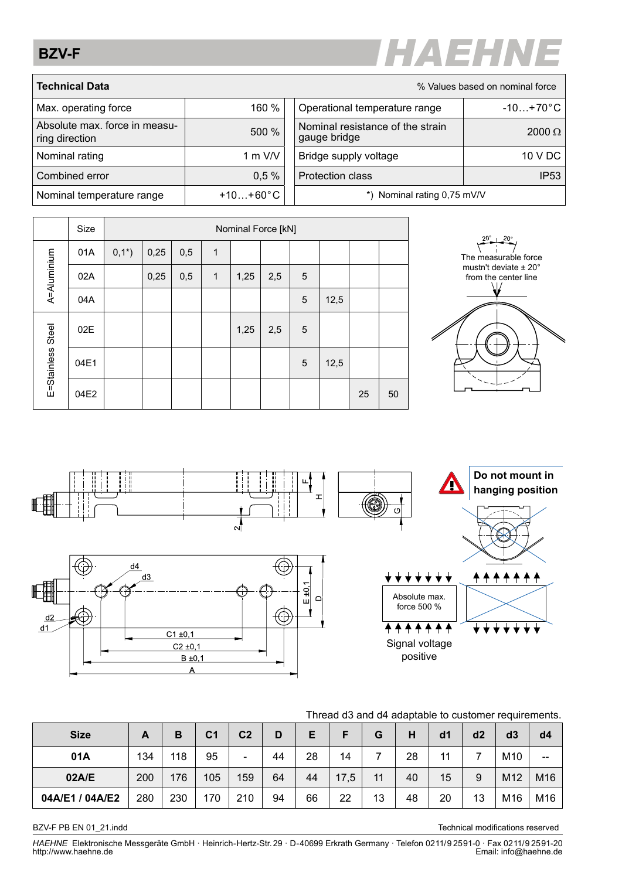# BZV-F

| Technical Data | | | % Values based on nominal force |
|---|---|---|---|
| Max. operating force | 160 % | Operational temperature range | -10…+70°C |
| Absolute max. force in measuring direction | 500 % | Nominal resistance of the strain gauge bridge | 2000 Ω |
| Nominal rating | 1 m V/V | Bridge supply voltage | 10 V DC |
| Combined error | 0,5 % | Protection class | IP53 |
| Nominal temperature range | +10…+60°C | *) Nominal rating 0,75 mV/V | |

| | Size | Nominal Force [kN] | | | | | | | | | |
|---|---|---|---|---|---|---|---|---|---|---|---|
| A=Aluminium | 01A | 0,1*) | 0,25 | 0,5 | 1 | | | | | | |
| | 02A | | 0,25 | 0,5 | 1 | 1,25 | 2,5 | 5 | | | |
| | 04A | | | | | | | 5 | 12,5 | | |
| E=Stainless Steel | 02E | | | | | 1,25 | 2,5 | 5 | | | |
| | 04E1 | | | | | | | 5 | 12,5 | | |
| | 04E2 | | | | | | | | | 25 | 50 |

20° 20°

The measurable force mustn't deviate ± 20° from the center line

**Do not mount in hanging position**

Absolute max. force 500 %

Signal voltage positive

Thread d3 and d4 adaptable to customer requirements.

| Size | A | B | C1 | C2 | D | E | F | G | H | d1 | d2 | d3 | d4 |
|---|---|---|---|---|---|---|---|---|---|---|---|---|---|
| **01A** | 134 | 118 | 95 | - | 44 | 28 | 14 | 7 | 28 | 11 | 7 | M10 | -- |
| **02A/E** | 200 | 176 | 105 | 159 | 64 | 44 | 17,5 | 11 | 40 | 15 | 9 | M12 | M16 |
| **04A/E1 / 04A/E2** | 280 | 230 | 170 | 210 | 94 | 66 | 22 | 13 | 48 | 20 | 13 | M16 | M16 |